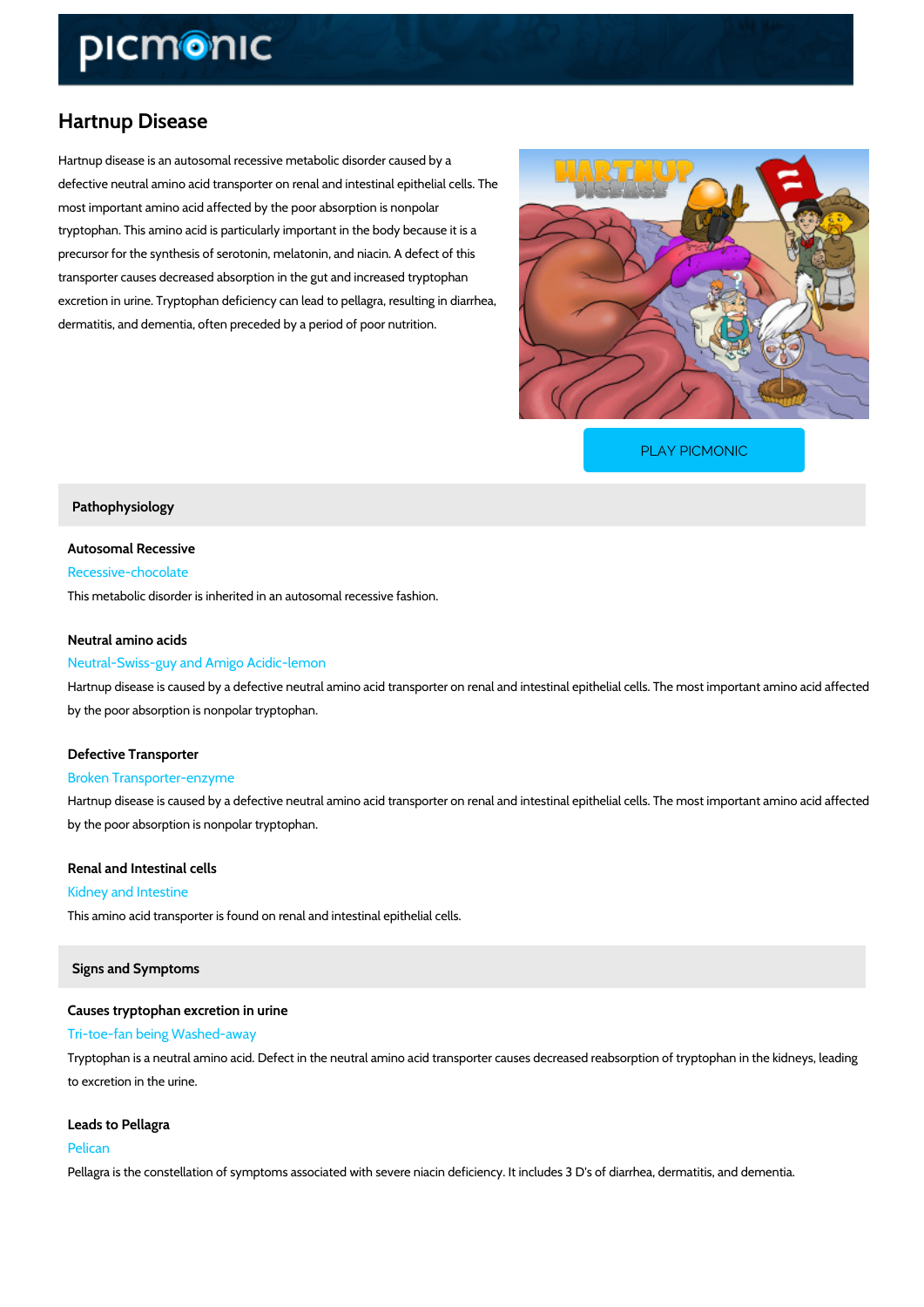# Hartnup Disease

Hartnup disease is an autosomal recessive metabolic disorder caused by a defective neutral amino acid transporter on renal and intestinal epithelial cells. The most important amino acid affected by the poor absorption is nonpolar tryptophan. This amino acid is particularly important in the body because it is a precursor for the synthesis of serotonin, melatonin, and niacin. A defect of this transporter causes decreased absorption in the gut and increased tryptophan excretion in urine. Tryptophan deficiency can lead to pellagra, resulting in diarrhea, dermatitis, and dementia, often preceded by a period of poor nutrition.

PLAY PICMONIC

## Pathophysiology

### Autosomal Recessive

Recessive-chocolate

This metabolic disorder is inherited in an autosomal recessive fashion.

### Neutral amino acids

Neutral-Swiss-guy and Amigo Acidic-lemon

Hartnup disease is caused by a defective neutral amino acid transporter on renal and intestinal epithelial cells. The most important amino acid affected by the poor absorption is nonpolar tryptophan.

### Defective Transporter

Broken Transporter-enzyme

Hartnup disease is caused by a defective neutral amino acid transporter on renal and intestinal epithelial cells. The most important amino acid affected by the poor absorption is nonpolar tryptophan.

### Renal and Intestinal cells

Kidney and Intestine

This amino acid transporter is found on renal and intestinal epithelial cells.

## Signs and Symptoms

### Causes tryptophan excretion in urine

Tri-toe-fan being Washed-away

Tryptophan is a neutral amino acid. Defect in the neutral amino acid transporter causes decreased reabsorption of tryptophan in the kidneys, leading to excretion in the urine.

### Leads to Pellagra

Pelican

Pellagra is the constellation of symptoms associated with severe niacin deficiency. It includes 3 D's of diarrhea, dermatitis, and dementia.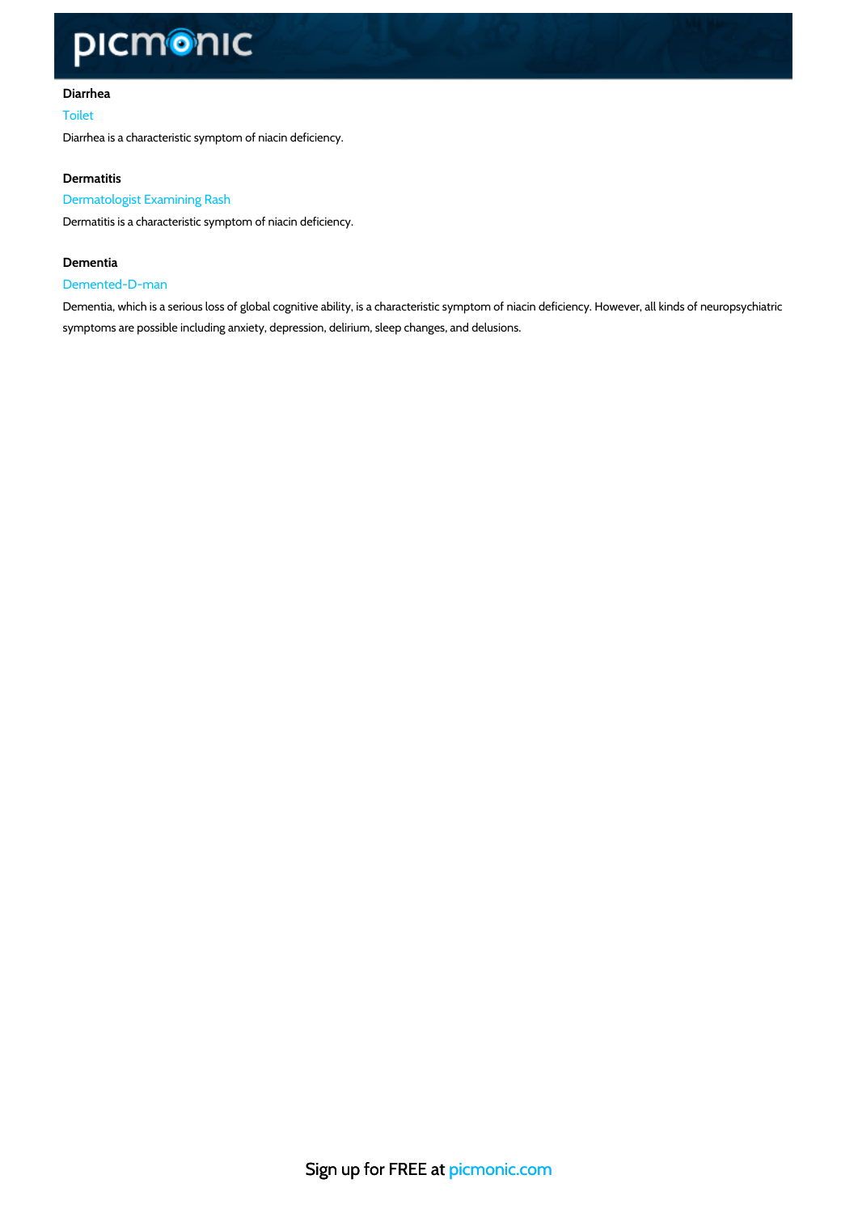**Diarrhea**

Toilet

Diarrhea is a characteristic symptom of niacin deficiency.

**Dermatitis**

Dermatologist Examining Rash

Dermatitis is a characteristic symptom of niacin deficiency.

**Dementia**

Demented-D-man

Dementia, which is a serious loss of global cognitive ability, is a characteristic symptom of niacin deficiency. However, all kinds of neuropsychiatric symptoms are possible including anxiety, depression, delirium, sleep changes, and delusions.